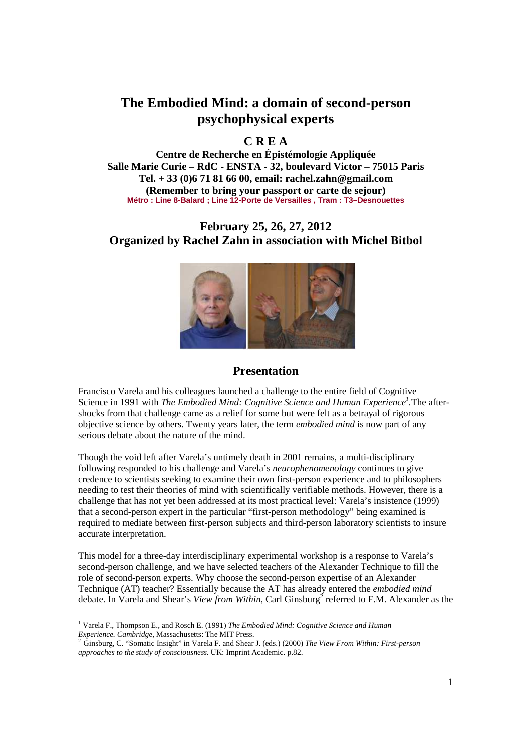# The Embodied Mind: a domain of second-person psychophysical experts

## C R E A

**Centre de Recherche en Épistémologie Appliquée**
**Salle Marie Curie – RdC - ENSTA - 32, boulevard Victor – 75015 Paris**
**Tel. + 33 (0)6 71 81 66 00, email: rachel.zahn@gmail.com**
**(Remember to bring your passport or carte de sejour)**
**Métro : Line 8-Balard ; Line 12-Porte de Versailles , Tram : T3–Desnouettes**

## February 25, 26, 27, 2012
## Organized by Rachel Zahn in association with Michel Bitbol

## Presentation

Francisco Varela and his colleagues launched a challenge to the entire field of Cognitive Science in 1991 with *The Embodied Mind: Cognitive Science and Human Experience*[1].The after-shocks from that challenge came as a relief for some but were felt as a betrayal of rigorous objective science by others. Twenty years later, the term *embodied mind* is now part of any serious debate about the nature of the mind.

Though the void left after Varela's untimely death in 2001 remains, a multi-disciplinary following responded to his challenge and Varela's *neurophenomenology* continues to give credence to scientists seeking to examine their own first-person experience and to philosophers needing to test their theories of mind with scientifically verifiable methods. However, there is a challenge that has not yet been addressed at its most practical level: Varela's insistence (1999) that a second-person expert in the particular "first-person methodology" being examined is required to mediate between first-person subjects and third-person laboratory scientists to insure accurate interpretation.

This model for a three-day interdisciplinary experimental workshop is a response to Varela's second-person challenge, and we have selected teachers of the Alexander Technique to fill the role of second-person experts. Why choose the second-person expertise of an Alexander Technique (AT) teacher? Essentially because the AT has already entered the *embodied mind* debate. In Varela and Shear's *View from Within,* Carl Ginsburg[2] referred to F.M. Alexander as the

---

[1] Varela F., Thompson E., and Rosch E. (1991) *The Embodied Mind: Cognitive Science and Human Experience. Cambridge*, Massachusetts: The MIT Press.

[2] Ginsburg, C. "Somatic Insight" in Varela F. and Shear J. (eds.) (2000) *The View From Within: First-person approaches to the study of consciousness.* UK: Imprint Academic. p.82.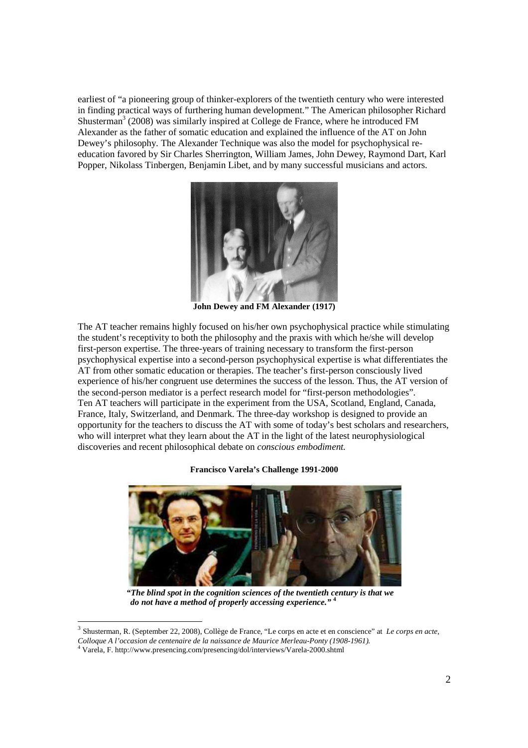earliest of "a pioneering group of thinker-explorers of the twentieth century who were interested in finding practical ways of furthering human development." The American philosopher Richard Shusterman[3] (2008) was similarly inspired at College de France, where he introduced FM Alexander as the father of somatic education and explained the influence of the AT on John Dewey's philosophy. The Alexander Technique was also the model for psychophysical re-education favored by Sir Charles Sherrington, William James, John Dewey, Raymond Dart, Karl Popper, Nikolass Tinbergen, Benjamin Libet, and by many successful musicians and actors.

**John Dewey and FM Alexander (1917)**

The AT teacher remains highly focused on his/her own psychophysical practice while stimulating the student's receptivity to both the philosophy and the praxis with which he/she will develop first-person expertise. The three-years of training necessary to transform the first-person psychophysical expertise into a second-person psychophysical expertise is what differentiates the AT from other somatic education or therapies. The teacher's first-person consciously lived experience of his/her congruent use determines the success of the lesson. Thus, the AT version of the second-person mediator is a perfect research model for "first-person methodologies".
Ten AT teachers will participate in the experiment from the USA, Scotland, England, Canada, France, Italy, Switzerland, and Denmark. The three-day workshop is designed to provide an opportunity for the teachers to discuss the AT with some of today's best scholars and researchers, who will interpret what they learn about the AT in the light of the latest neurophysiological discoveries and recent philosophical debate on *conscious embodiment.*

**Francisco Varela's Challenge 1991-2000**

***"The blind spot in the cognition sciences of the twentieth century is that we do not have a method of properly accessing experience."*** [4]

---

[3] Shusterman, R. (September 22, 2008), Collège de France, "Le corps en acte et en conscience" at *Le corps en acte, Colloque A l'occasion de centenaire de la naissance de Maurice Merleau-Ponty (1908-1961).*

[4] Varela, F. http://www.presencing.com/presencing/dol/interviews/Varela-2000.shtml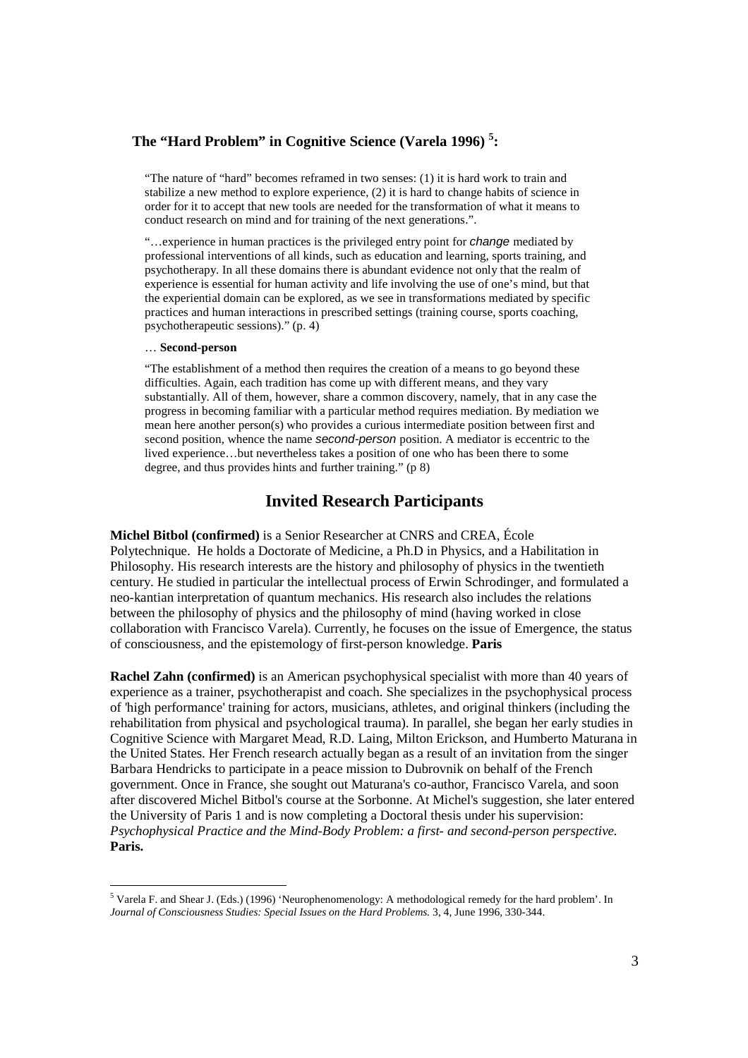## The "Hard Problem" in Cognitive Science (Varela 1996) [5]:

> "The nature of "hard" becomes reframed in two senses: (1) it is hard work to train and stabilize a new method to explore experience, (2) it is hard to change habits of science in order for it to accept that new tools are needed for the transformation of what it means to conduct research on mind and for training of the next generations.".
>
> "…experience in human practices is the privileged entry point for *change* mediated by professional interventions of all kinds, such as education and learning, sports training, and psychotherapy. In all these domains there is abundant evidence not only that the realm of experience is essential for human activity and life involving the use of one's mind, but that the experiential domain can be explored, as we see in transformations mediated by specific practices and human interactions in prescribed settings (training course, sports coaching, psychotherapeutic sessions)." (p. 4)
>
> … **Second-person**
>
> "The establishment of a method then requires the creation of a means to go beyond these difficulties. Again, each tradition has come up with different means, and they vary substantially. All of them, however, share a common discovery, namely, that in any case the progress in becoming familiar with a particular method requires mediation. By mediation we mean here another person(s) who provides a curious intermediate position between first and second position, whence the name *second-person* position. A mediator is eccentric to the lived experience…but nevertheless takes a position of one who has been there to some degree, and thus provides hints and further training." (p 8)

# Invited Research Participants

**Michel Bitbol (confirmed)** is a Senior Researcher at CNRS and CREA, École Polytechnique. He holds a Doctorate of Medicine, a Ph.D in Physics, and a Habilitation in Philosophy. His research interests are the history and philosophy of physics in the twentieth century. He studied in particular the intellectual process of Erwin Schrodinger, and formulated a neo-kantian interpretation of quantum mechanics. His research also includes the relations between the philosophy of physics and the philosophy of mind (having worked in close collaboration with Francisco Varela). Currently, he focuses on the issue of Emergence, the status of consciousness, and the epistemology of first-person knowledge. **Paris**

**Rachel Zahn (confirmed)** is an American psychophysical specialist with more than 40 years of experience as a trainer, psychotherapist and coach. She specializes in the psychophysical process of 'high performance' training for actors, musicians, athletes, and original thinkers (including the rehabilitation from physical and psychological trauma). In parallel, she began her early studies in Cognitive Science with Margaret Mead, R.D. Laing, Milton Erickson, and Humberto Maturana in the United States. Her French research actually began as a result of an invitation from the singer Barbara Hendricks to participate in a peace mission to Dubrovnik on behalf of the French government. Once in France, she sought out Maturana's co-author, Francisco Varela, and soon after discovered Michel Bitbol's course at the Sorbonne. At Michel's suggestion, she later entered the University of Paris 1 and is now completing a Doctoral thesis under his supervision: *Psychophysical Practice and the Mind-Body Problem: a first- and second-person perspective.* **Paris.**

---

[5] Varela F. and Shear J. (Eds.) (1996) 'Neurophenomenology: A methodological remedy for the hard problem'. In *Journal of Consciousness Studies: Special Issues on the Hard Problems.* 3, 4, June 1996, 330-344.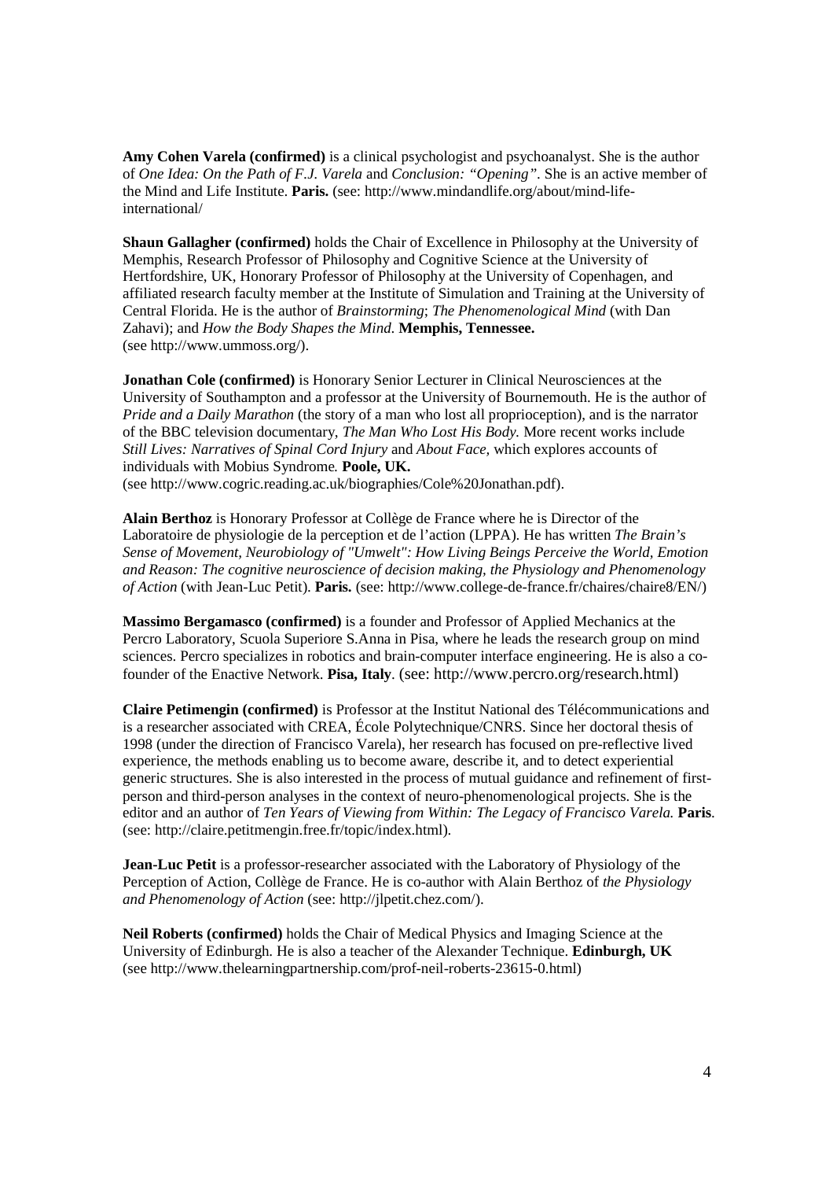**Amy Cohen Varela (confirmed)** is a clinical psychologist and psychoanalyst. She is the author of *One Idea: On the Path of F.J. Varela* and *Conclusion: "Opening"*. She is an active member of the Mind and Life Institute. **Paris.** (see: http://www.mindandlife.org/about/mind-life-international/

**Shaun Gallagher (confirmed)** holds the Chair of Excellence in Philosophy at the University of Memphis, Research Professor of Philosophy and Cognitive Science at the University of Hertfordshire, UK, Honorary Professor of Philosophy at the University of Copenhagen, and affiliated research faculty member at the Institute of Simulation and Training at the University of Central Florida. He is the author of *Brainstorming*; *The Phenomenological Mind* (with Dan Zahavi); and *How the Body Shapes the Mind.* **Memphis, Tennessee.** (see http://www.ummoss.org/).

**Jonathan Cole (confirmed)** is Honorary Senior Lecturer in Clinical Neurosciences at the University of Southampton and a professor at the University of Bournemouth. He is the author of *Pride and a Daily Marathon* (the story of a man who lost all proprioception), and is the narrator of the BBC television documentary, *The Man Who Lost His Body.* More recent works include *Still Lives: Narratives of Spinal Cord Injury* and *About Face,* which explores accounts of individuals with Mobius Syndrome*.* **Poole, UK.** (see http://www.cogric.reading.ac.uk/biographies/Cole%20Jonathan.pdf).

**Alain Berthoz** is Honorary Professor at Collège de France where he is Director of the Laboratoire de physiologie de la perception et de l'action (LPPA). He has written *The Brain's Sense of Movement, Neurobiology of "Umwelt": How Living Beings Perceive the World, Emotion and Reason: The cognitive neuroscience of decision making, the Physiology and Phenomenology of Action* (with Jean-Luc Petit). **Paris.** (see: http://www.college-de-france.fr/chaires/chaire8/EN/)

**Massimo Bergamasco (confirmed)** is a founder and Professor of Applied Mechanics at the Percro Laboratory, Scuola Superiore S.Anna in Pisa, where he leads the research group on mind sciences. Percro specializes in robotics and brain-computer interface engineering. He is also a co-founder of the Enactive Network. **Pisa, Italy**. (see: http://www.percro.org/research.html)

**Claire Petimengin (confirmed)** is Professor at the Institut National des Télécommunications and is a researcher associated with CREA, École Polytechnique/CNRS. Since her doctoral thesis of 1998 (under the direction of Francisco Varela), her research has focused on pre-reflective lived experience, the methods enabling us to become aware, describe it, and to detect experiential generic structures. She is also interested in the process of mutual guidance and refinement of first-person and third-person analyses in the context of neuro-phenomenological projects. She is the editor and an author of *Ten Years of Viewing from Within: The Legacy of Francisco Varela.* **Paris**. (see: http://claire.petitmengin.free.fr/topic/index.html).

**Jean-Luc Petit** is a professor-researcher associated with the Laboratory of Physiology of the Perception of Action, Collège de France. He is co-author with Alain Berthoz of *the Physiology and Phenomenology of Action* (see: http://jlpetit.chez.com/).

**Neil Roberts (confirmed)** holds the Chair of Medical Physics and Imaging Science at the University of Edinburgh. He is also a teacher of the Alexander Technique. **Edinburgh, UK** (see http://www.thelearningpartnership.com/prof-neil-roberts-23615-0.html)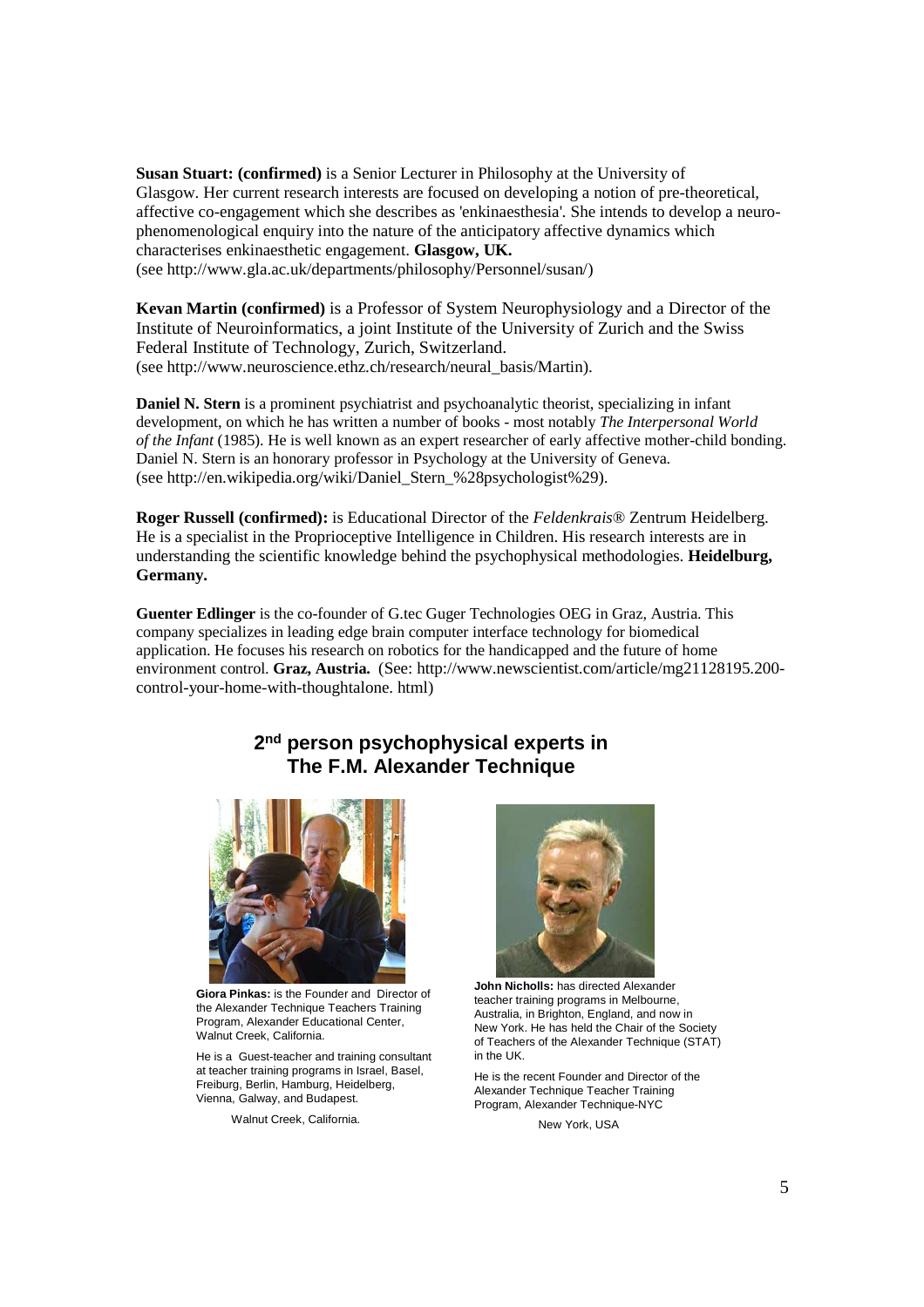**Susan Stuart: (confirmed)** is a Senior Lecturer in Philosophy at the University of Glasgow. Her current research interests are focused on developing a notion of pre-theoretical, affective co-engagement which she describes as 'enkinaesthesia'. She intends to develop a neuro-phenomenological enquiry into the nature of the anticipatory affective dynamics which characterises enkinaesthetic engagement. **Glasgow, UK.**
(see http://www.gla.ac.uk/departments/philosophy/Personnel/susan/)

**Kevan Martin (confirmed)** is a Professor of System Neurophysiology and a Director of the Institute of Neuroinformatics, a joint Institute of the University of Zurich and the Swiss Federal Institute of Technology, Zurich, Switzerland.
(see http://www.neuroscience.ethz.ch/research/neural_basis/Martin).

**Daniel N. Stern** is a prominent psychiatrist and psychoanalytic theorist, specializing in infant development, on which he has written a number of books - most notably *The Interpersonal World of the Infant* (1985). He is well known as an expert researcher of early affective mother-child bonding. Daniel N. Stern is an honorary professor in Psychology at the University of Geneva.
(see http://en.wikipedia.org/wiki/Daniel_Stern_%28psychologist%29).

**Roger Russell (confirmed):** is Educational Director of the *Feldenkrais*® Zentrum Heidelberg. He is a specialist in the Proprioceptive Intelligence in Children. His research interests are in understanding the scientific knowledge behind the psychophysical methodologies. **Heidelburg, Germany.**

**Guenter Edlinger** is the co-founder of G.tec Guger Technologies OEG in Graz, Austria. This company specializes in leading edge brain computer interface technology for biomedical application. He focuses his research on robotics for the handicapped and the future of home environment control. **Graz, Austria.** (See: http://www.newscientist.com/article/mg21128195.200-control-your-home-with-thoughtalone. html)

## 2nd person psychophysical experts in The F.M. Alexander Technique

**Giora Pinkas:** is the Founder and Director of the Alexander Technique Teachers Training Program, Alexander Educational Center, Walnut Creek, California.

He is a Guest-teacher and training consultant at teacher training programs in Israel, Basel, Freiburg, Berlin, Hamburg, Heidelberg, Vienna, Galway, and Budapest.

Walnut Creek, California.

**John Nicholls:** has directed Alexander teacher training programs in Melbourne, Australia, in Brighton, England, and now in New York. He has held the Chair of the Society of Teachers of the Alexander Technique (STAT) in the UK.

He is the recent Founder and Director of the Alexander Technique Teacher Training Program, Alexander Technique-NYC

New York, USA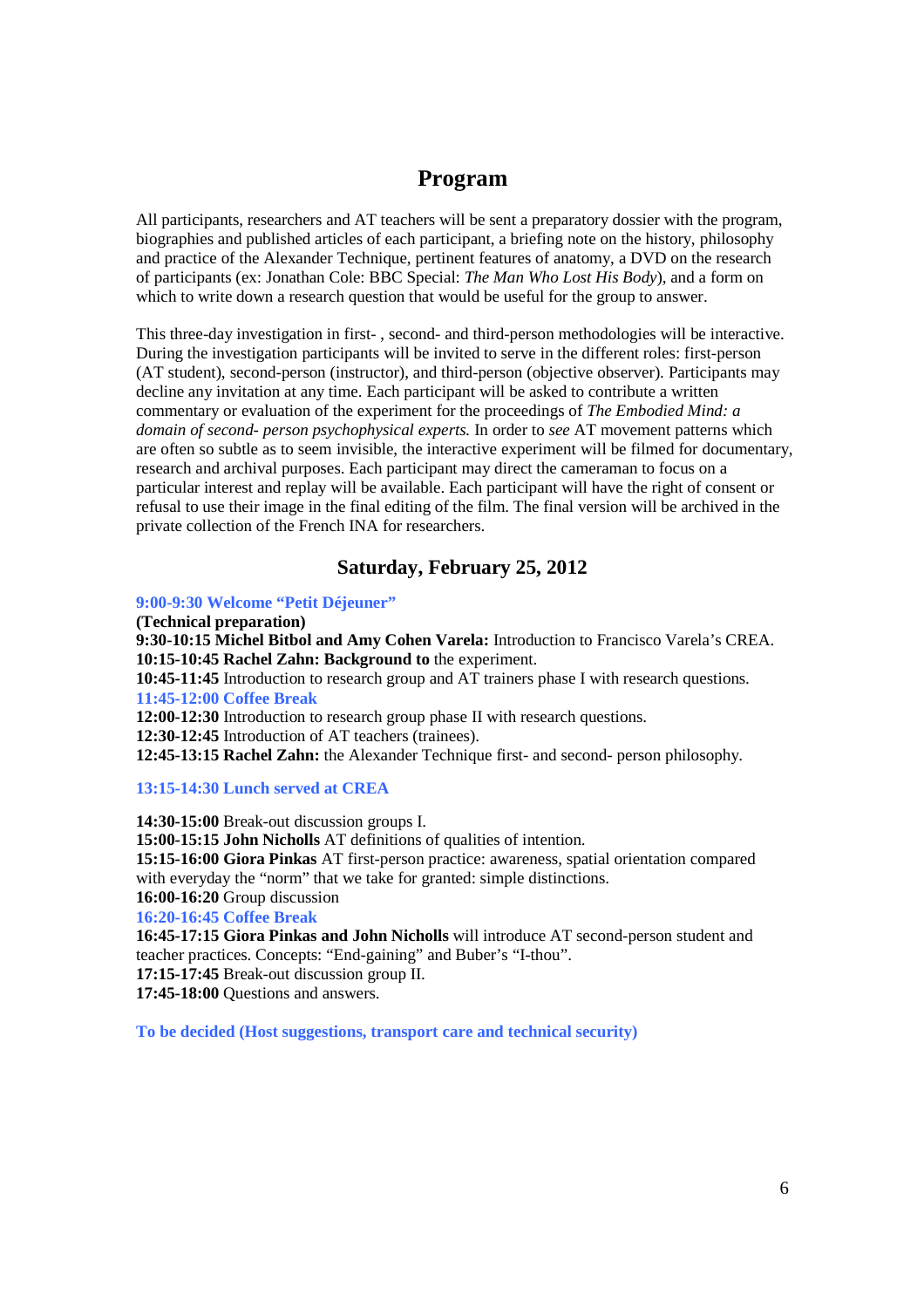# Program

All participants, researchers and AT teachers will be sent a preparatory dossier with the program, biographies and published articles of each participant, a briefing note on the history, philosophy and practice of the Alexander Technique, pertinent features of anatomy, a DVD on the research of participants (ex: Jonathan Cole: BBC Special: *The Man Who Lost His Body*), and a form on which to write down a research question that would be useful for the group to answer.

This three-day investigation in first- , second- and third-person methodologies will be interactive. During the investigation participants will be invited to serve in the different roles: first-person (AT student), second-person (instructor), and third-person (objective observer). Participants may decline any invitation at any time. Each participant will be asked to contribute a written commentary or evaluation of the experiment for the proceedings of *The Embodied Mind: a domain of second- person psychophysical experts.* In order to *see* AT movement patterns which are often so subtle as to seem invisible, the interactive experiment will be filmed for documentary, research and archival purposes. Each participant may direct the cameraman to focus on a particular interest and replay will be available. Each participant will have the right of consent or refusal to use their image in the final editing of the film. The final version will be archived in the private collection of the French INA for researchers.

## Saturday, February 25, 2012

**9:00-9:30 Welcome "Petit Déjeuner"**
**(Technical preparation)**
**9:30-10:15 Michel Bitbol and Amy Cohen Varela:** Introduction to Francisco Varela's CREA.
**10:15-10:45 Rachel Zahn: Background to** the experiment.
**10:45-11:45** Introduction to research group and AT trainers phase I with research questions.
**11:45-12:00 Coffee Break**
**12:00-12:30** Introduction to research group phase II with research questions.
**12:30-12:45** Introduction of AT teachers (trainees).
**12:45-13:15 Rachel Zahn:** the Alexander Technique first- and second- person philosophy.

**13:15-14:30 Lunch served at CREA**

**14:30-15:00** Break-out discussion groups I.
**15:00-15:15 John Nicholls** AT definitions of qualities of intention.
**15:15-16:00 Giora Pinkas** AT first-person practice: awareness, spatial orientation compared with everyday the "norm" that we take for granted: simple distinctions.
**16:00-16:20** Group discussion
**16:20-16:45 Coffee Break**
**16:45-17:15 Giora Pinkas and John Nicholls** will introduce AT second-person student and teacher practices. Concepts: "End-gaining" and Buber's "I-thou".
**17:15-17:45** Break-out discussion group II.
**17:45-18:00** Questions and answers.

**To be decided (Host suggestions, transport care and technical security)**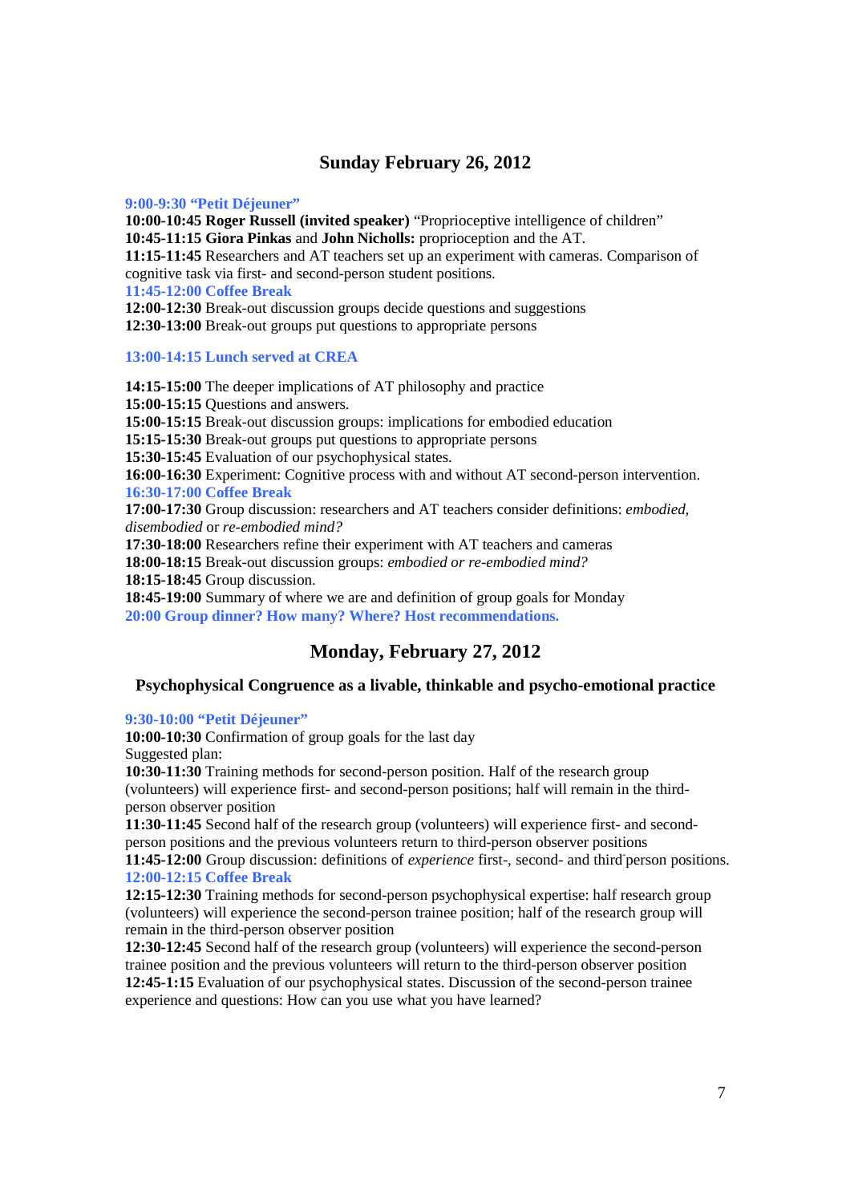## Sunday February 26, 2012

**9:00-9:30 "Petit Déjeuner"**
**10:00-10:45 Roger Russell (invited speaker)** "Proprioceptive intelligence of children"
**10:45-11:15 Giora Pinkas** and **John Nicholls:** proprioception and the AT.
**11:15-11:45** Researchers and AT teachers set up an experiment with cameras. Comparison of cognitive task via first- and second-person student positions.
**11:45-12:00 Coffee Break**
**12:00-12:30** Break-out discussion groups decide questions and suggestions
**12:30-13:00** Break-out groups put questions to appropriate persons

**13:00-14:15 Lunch served at CREA**

**14:15-15:00** The deeper implications of AT philosophy and practice
**15:00-15:15** Questions and answers.
**15:00-15:15** Break-out discussion groups: implications for embodied education
**15:15-15:30** Break-out groups put questions to appropriate persons
**15:30-15:45** Evaluation of our psychophysical states.
**16:00-16:30** Experiment: Cognitive process with and without AT second-person intervention.
**16:30-17:00 Coffee Break**
**17:00-17:30** Group discussion: researchers and AT teachers consider definitions: *embodied, disembodied* or *re-embodied mind?*
**17:30-18:00** Researchers refine their experiment with AT teachers and cameras
**18:00-18:15** Break-out discussion groups: *embodied or re-embodied mind?*
**18:15-18:45** Group discussion.
**18:45-19:00** Summary of where we are and definition of group goals for Monday
**20:00 Group dinner? How many? Where? Host recommendations.**

## Monday, February 27, 2012

### Psychophysical Congruence as a livable, thinkable and psycho-emotional practice

**9:30-10:00 "Petit Déjeuner"**
**10:00-10:30** Confirmation of group goals for the last day
Suggested plan:
**10:30-11:30** Training methods for second-person position. Half of the research group (volunteers) will experience first- and second-person positions; half will remain in the third-person observer position
**11:30-11:45** Second half of the research group (volunteers) will experience first- and second-person positions and the previous volunteers return to third-person observer positions
**11:45-12:00** Group discussion: definitions of *experience* first-, second- and third-person positions.
**12:00-12:15 Coffee Break**
**12:15-12:30** Training methods for second-person psychophysical expertise: half research group (volunteers) will experience the second-person trainee position; half of the research group will remain in the third-person observer position
**12:30-12:45** Second half of the research group (volunteers) will experience the second-person trainee position and the previous volunteers will return to the third-person observer position
**12:45-1:15** Evaluation of our psychophysical states. Discussion of the second-person trainee experience and questions: How can you use what you have learned?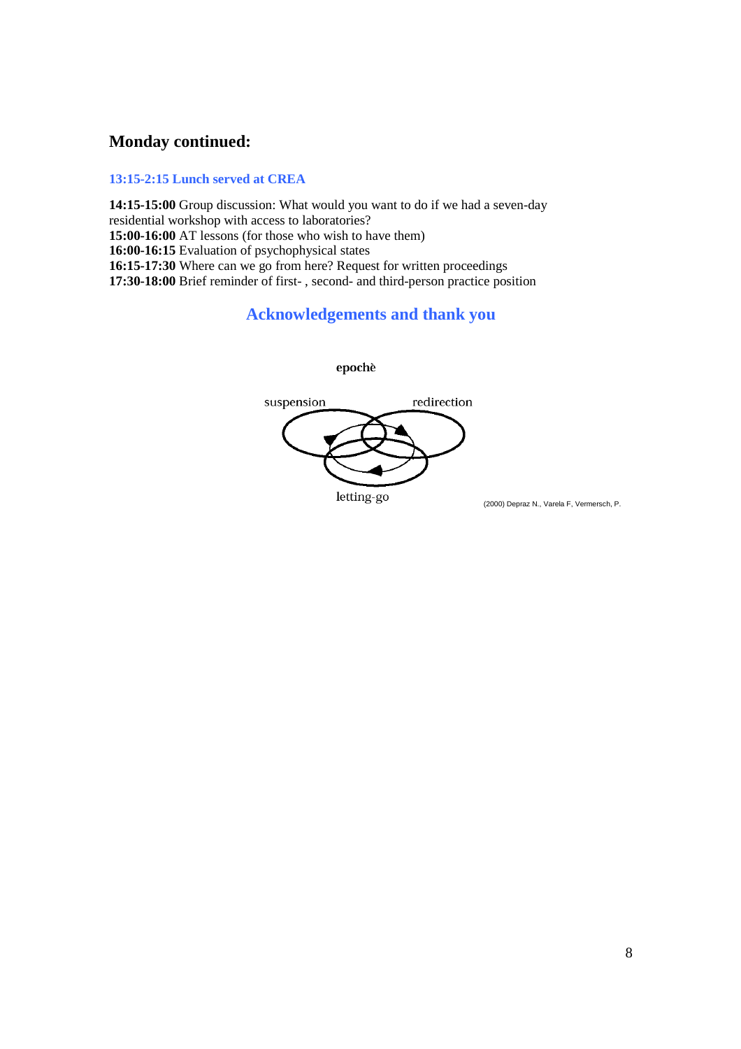## Monday continued:

**13:15-2:15 Lunch served at CREA**

**14:15-15:00** Group discussion: What would you want to do if we had a seven-day residential workshop with access to laboratories?
**15:00-16:00** AT lessons (for those who wish to have them)
**16:00-16:15** Evaluation of psychophysical states
**16:15-17:30** Where can we go from here? Request for written proceedings
**17:30-18:00** Brief reminder of first- , second- and third-person practice position

## Acknowledgements and thank you

epochè

suspension

redirection

letting-go

(2000) Depraz N., Varela F, Vermersch, P.